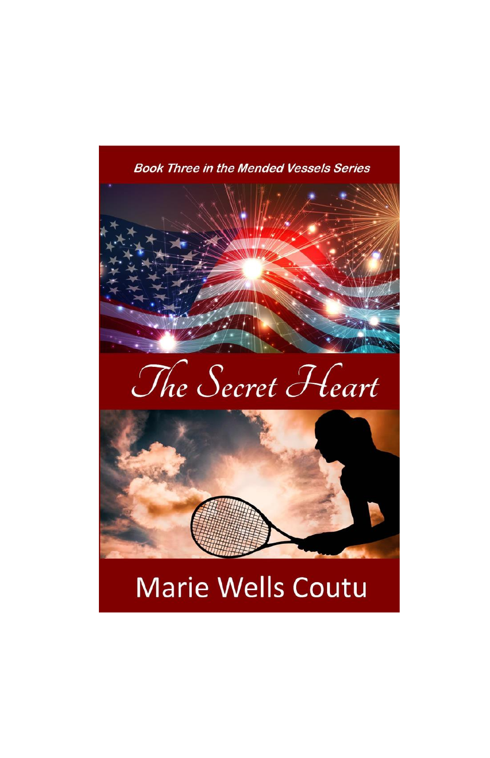*Book Three in the Mended Vessels Series*

# The Secret Heart

Marie Wells Coutu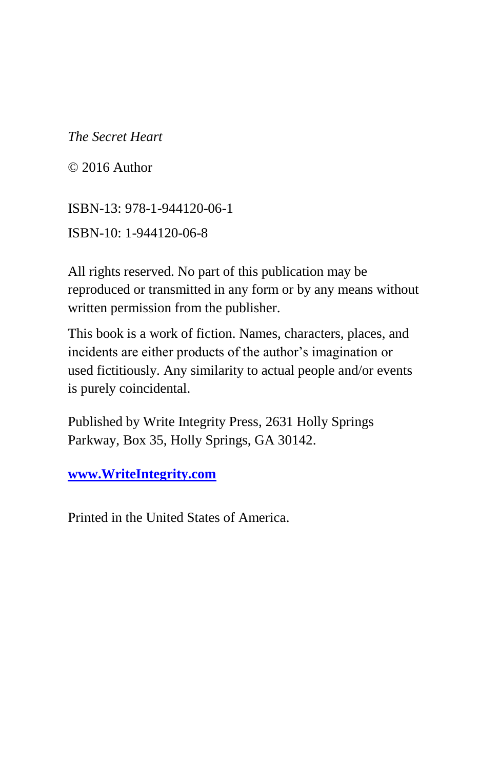*The Secret Heart*

© 2016 Author

ISBN-13: 978-1-944120-06-1

ISBN-10: 1-944120-06-8

All rights reserved. No part of this publication may be reproduced or transmitted in any form or by any means without written permission from the publisher.

This book is a work of fiction. Names, characters, places, and incidents are either products of the author's imagination or used fictitiously. Any similarity to actual people and/or events is purely coincidental.

Published by Write Integrity Press, 2631 Holly Springs Parkway, Box 35, Holly Springs, GA 30142.

**www.WriteIntegrity.com**

Printed in the United States of America.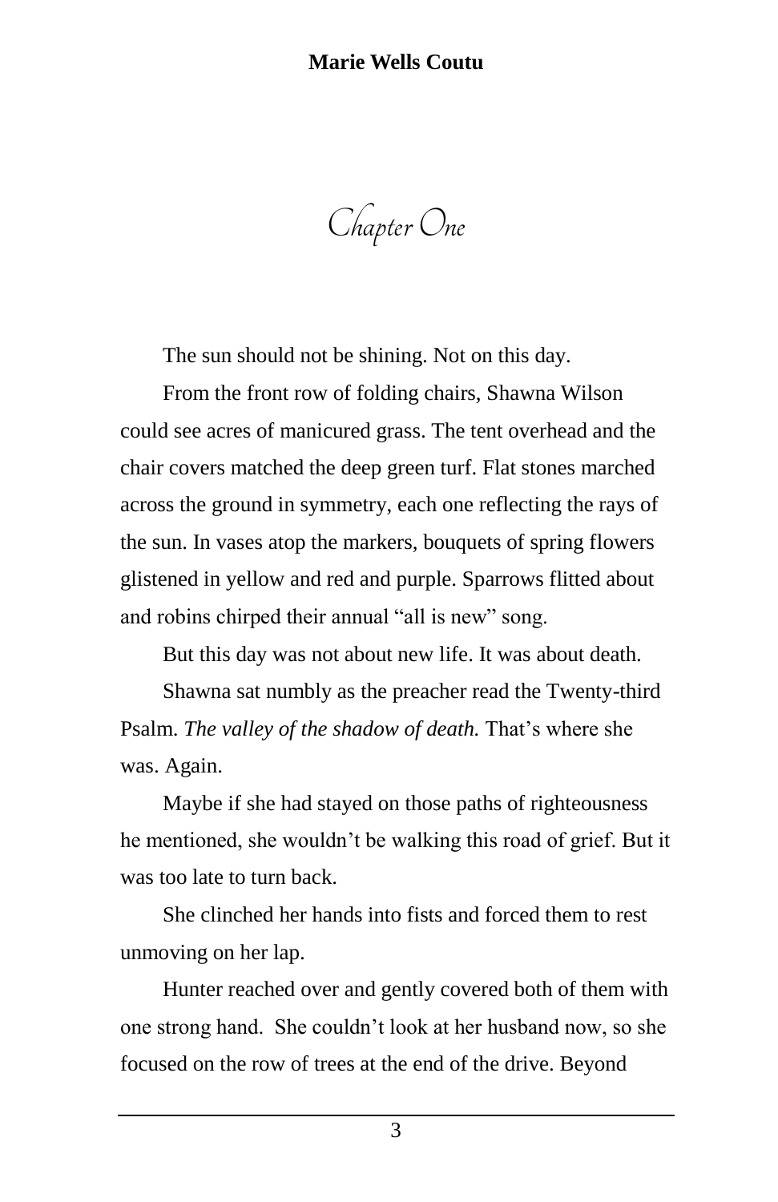# Chapter One

The sun should not be shining. Not on this day.

From the front row of folding chairs, Shawna Wilson could see acres of manicured grass. The tent overhead and the chair covers matched the deep green turf. Flat stones marched across the ground in symmetry, each one reflecting the rays of the sun. In vases atop the markers, bouquets of spring flowers glistened in yellow and red and purple. Sparrows flitted about and robins chirped their annual "all is new" song.

But this day was not about new life. It was about death.

Shawna sat numbly as the preacher read the Twenty-third Psalm. *The valley of the shadow of death.* That's where she was. Again.

Maybe if she had stayed on those paths of righteousness he mentioned, she wouldn't be walking this road of grief. But it was too late to turn back.

She clinched her hands into fists and forced them to rest unmoving on her lap.

Hunter reached over and gently covered both of them with one strong hand. She couldn't look at her husband now, so she focused on the row of trees at the end of the drive. Beyond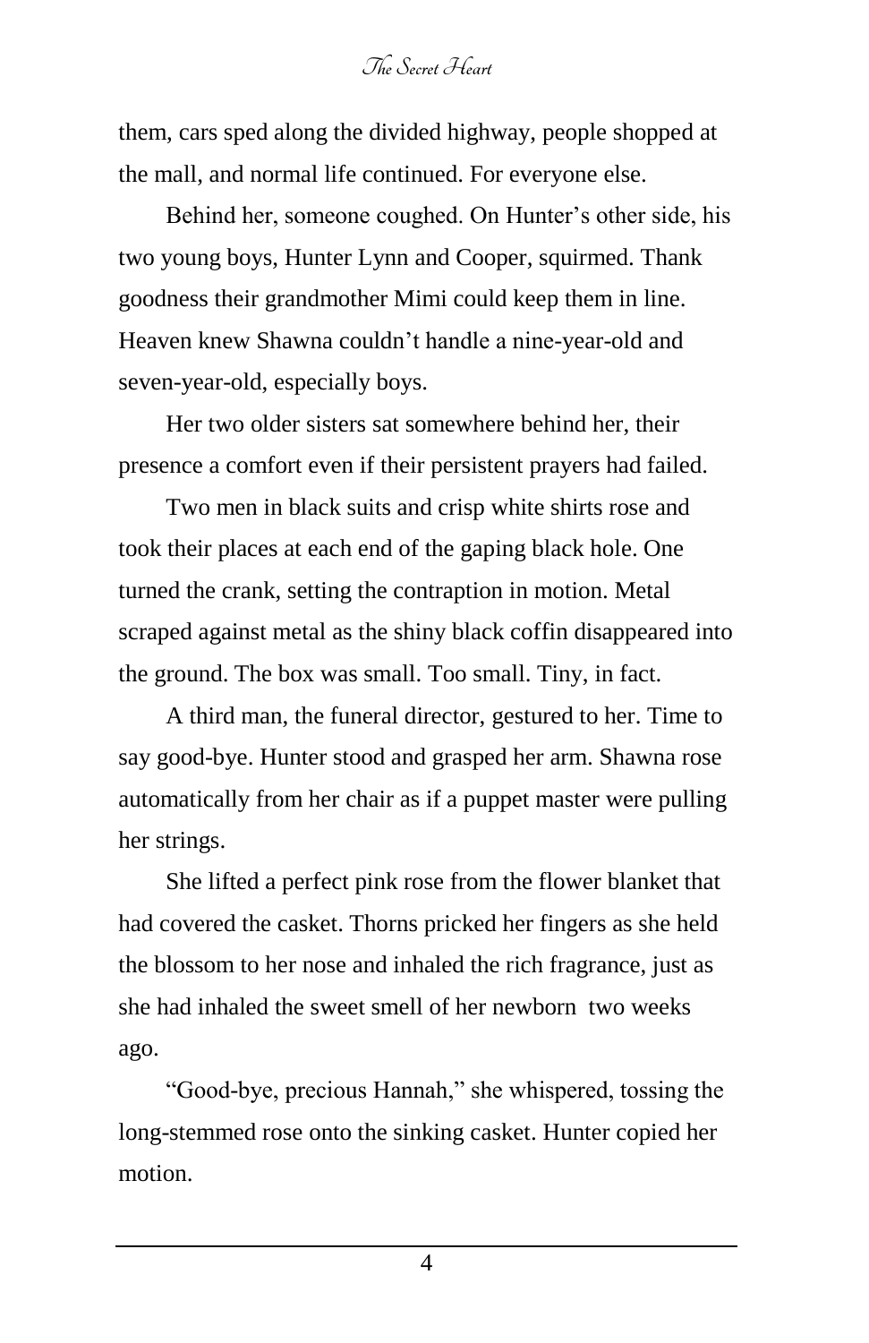them, cars sped along the divided highway, people shopped at the mall, and normal life continued. For everyone else.

Behind her, someone coughed. On Hunter's other side, his two young boys, Hunter Lynn and Cooper, squirmed. Thank goodness their grandmother Mimi could keep them in line. Heaven knew Shawna couldn't handle a nine-year-old and seven-year-old, especially boys.

Her two older sisters sat somewhere behind her, their presence a comfort even if their persistent prayers had failed.

Two men in black suits and crisp white shirts rose and took their places at each end of the gaping black hole. One turned the crank, setting the contraption in motion. Metal scraped against metal as the shiny black coffin disappeared into the ground. The box was small. Too small. Tiny, in fact.

A third man, the funeral director, gestured to her. Time to say good-bye. Hunter stood and grasped her arm. Shawna rose automatically from her chair as if a puppet master were pulling her strings.

She lifted a perfect pink rose from the flower blanket that had covered the casket. Thorns pricked her fingers as she held the blossom to her nose and inhaled the rich fragrance, just as she had inhaled the sweet smell of her newborn two weeks ago.

"Good-bye, precious Hannah," she whispered, tossing the long-stemmed rose onto the sinking casket. Hunter copied her motion.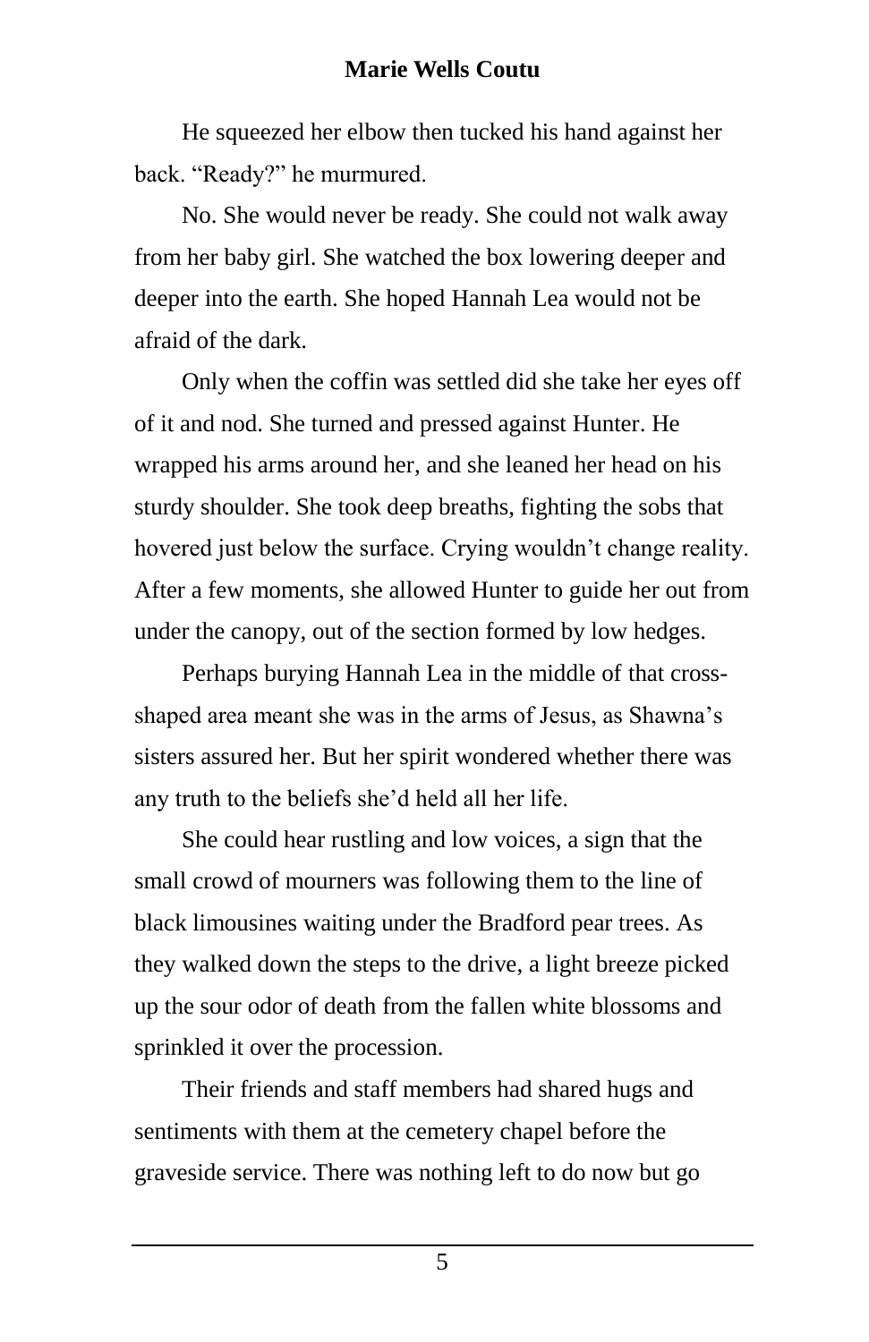He squeezed her elbow then tucked his hand against her back. “Ready?” he murmured.

No. She would never be ready. She could not walk away from her baby girl. She watched the box lowering deeper and deeper into the earth. She hoped Hannah Lea would not be afraid of the dark.

Only when the coffin was settled did she take her eyes off of it and nod. She turned and pressed against Hunter. He wrapped his arms around her, and she leaned her head on his sturdy shoulder. She took deep breaths, fighting the sobs that hovered just below the surface. Crying wouldn’t change reality. After a few moments, she allowed Hunter to guide her out from under the canopy, out of the section formed by low hedges.

Perhaps burying Hannah Lea in the middle of that cross-shaped area meant she was in the arms of Jesus, as Shawna’s sisters assured her. But her spirit wondered whether there was any truth to the beliefs she’d held all her life.

She could hear rustling and low voices, a sign that the small crowd of mourners was following them to the line of black limousines waiting under the Bradford pear trees. As they walked down the steps to the drive, a light breeze picked up the sour odor of death from the fallen white blossoms and sprinkled it over the procession.

Their friends and staff members had shared hugs and sentiments with them at the cemetery chapel before the graveside service. There was nothing left to do now but go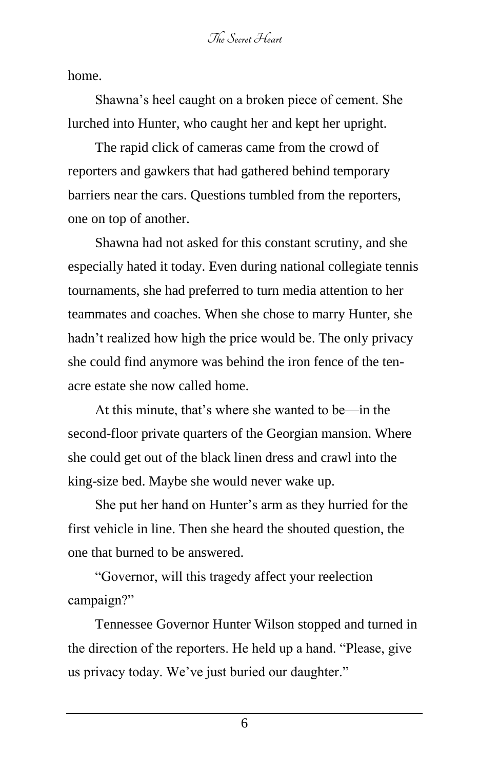home.

Shawna's heel caught on a broken piece of cement. She lurched into Hunter, who caught her and kept her upright.

The rapid click of cameras came from the crowd of reporters and gawkers that had gathered behind temporary barriers near the cars. Questions tumbled from the reporters, one on top of another.

Shawna had not asked for this constant scrutiny, and she especially hated it today. Even during national collegiate tennis tournaments, she had preferred to turn media attention to her teammates and coaches. When she chose to marry Hunter, she hadn't realized how high the price would be. The only privacy she could find anymore was behind the iron fence of the ten-acre estate she now called home.

At this minute, that's where she wanted to be—in the second-floor private quarters of the Georgian mansion. Where she could get out of the black linen dress and crawl into the king-size bed. Maybe she would never wake up.

She put her hand on Hunter's arm as they hurried for the first vehicle in line. Then she heard the shouted question, the one that burned to be answered.

"Governor, will this tragedy affect your reelection campaign?"

Tennessee Governor Hunter Wilson stopped and turned in the direction of the reporters. He held up a hand. "Please, give us privacy today. We've just buried our daughter."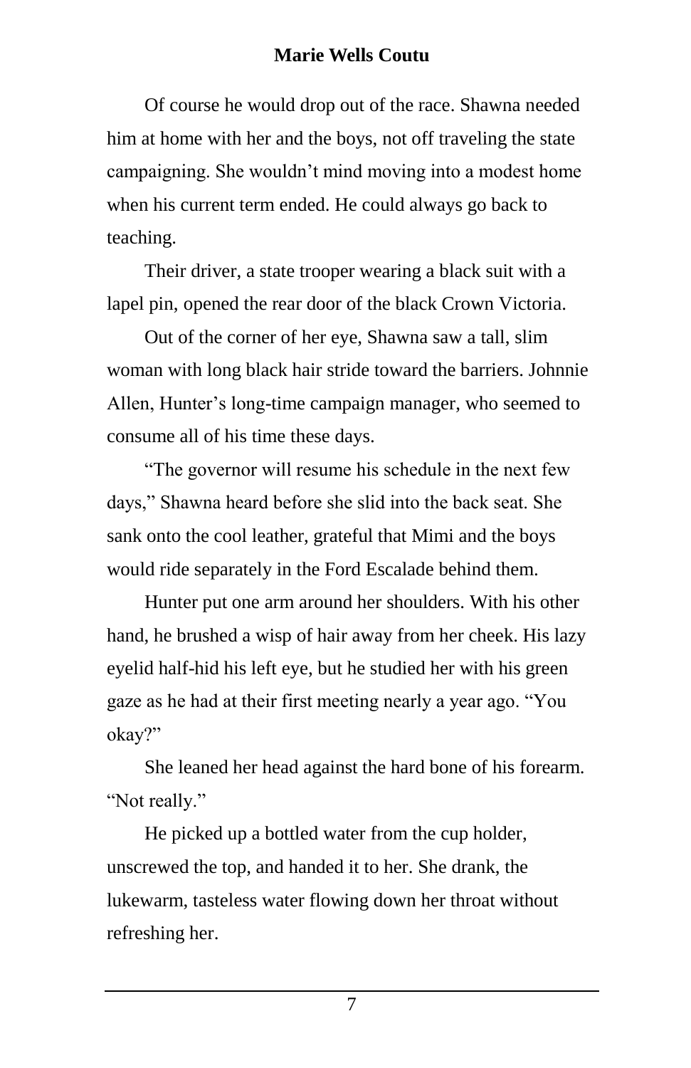Of course he would drop out of the race. Shawna needed him at home with her and the boys, not off traveling the state campaigning. She wouldn't mind moving into a modest home when his current term ended. He could always go back to teaching.

Their driver, a state trooper wearing a black suit with a lapel pin, opened the rear door of the black Crown Victoria.

Out of the corner of her eye, Shawna saw a tall, slim woman with long black hair stride toward the barriers. Johnnie Allen, Hunter's long-time campaign manager, who seemed to consume all of his time these days.

"The governor will resume his schedule in the next few days," Shawna heard before she slid into the back seat. She sank onto the cool leather, grateful that Mimi and the boys would ride separately in the Ford Escalade behind them.

Hunter put one arm around her shoulders. With his other hand, he brushed a wisp of hair away from her cheek. His lazy eyelid half-hid his left eye, but he studied her with his green gaze as he had at their first meeting nearly a year ago. "You okay?"

She leaned her head against the hard bone of his forearm. "Not really."

He picked up a bottled water from the cup holder, unscrewed the top, and handed it to her. She drank, the lukewarm, tasteless water flowing down her throat without refreshing her.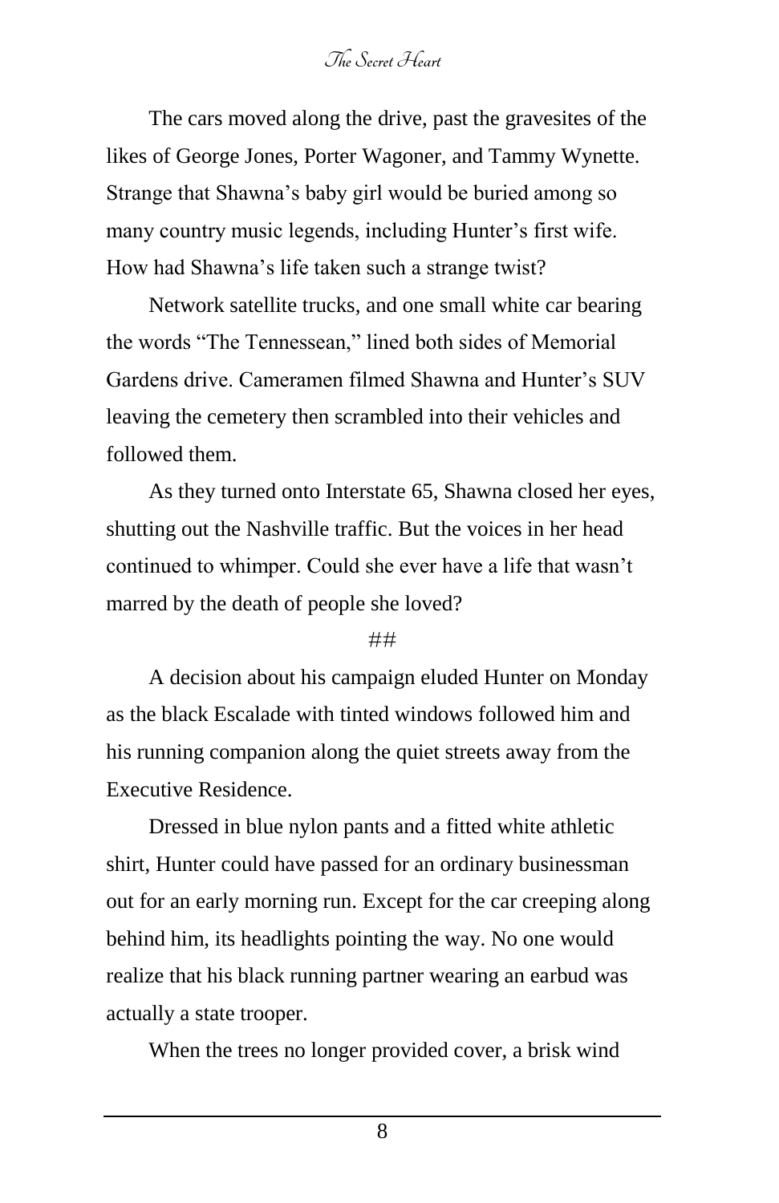The cars moved along the drive, past the gravesites of the likes of George Jones, Porter Wagoner, and Tammy Wynette. Strange that Shawna's baby girl would be buried among so many country music legends, including Hunter's first wife. How had Shawna's life taken such a strange twist?

Network satellite trucks, and one small white car bearing the words "The Tennessean," lined both sides of Memorial Gardens drive. Cameramen filmed Shawna and Hunter's SUV leaving the cemetery then scrambled into their vehicles and followed them.

As they turned onto Interstate 65, Shawna closed her eyes, shutting out the Nashville traffic. But the voices in her head continued to whimper. Could she ever have a life that wasn't marred by the death of people she loved?

##

A decision about his campaign eluded Hunter on Monday as the black Escalade with tinted windows followed him and his running companion along the quiet streets away from the Executive Residence.

Dressed in blue nylon pants and a fitted white athletic shirt, Hunter could have passed for an ordinary businessman out for an early morning run. Except for the car creeping along behind him, its headlights pointing the way. No one would realize that his black running partner wearing an earbud was actually a state trooper.

When the trees no longer provided cover, a brisk wind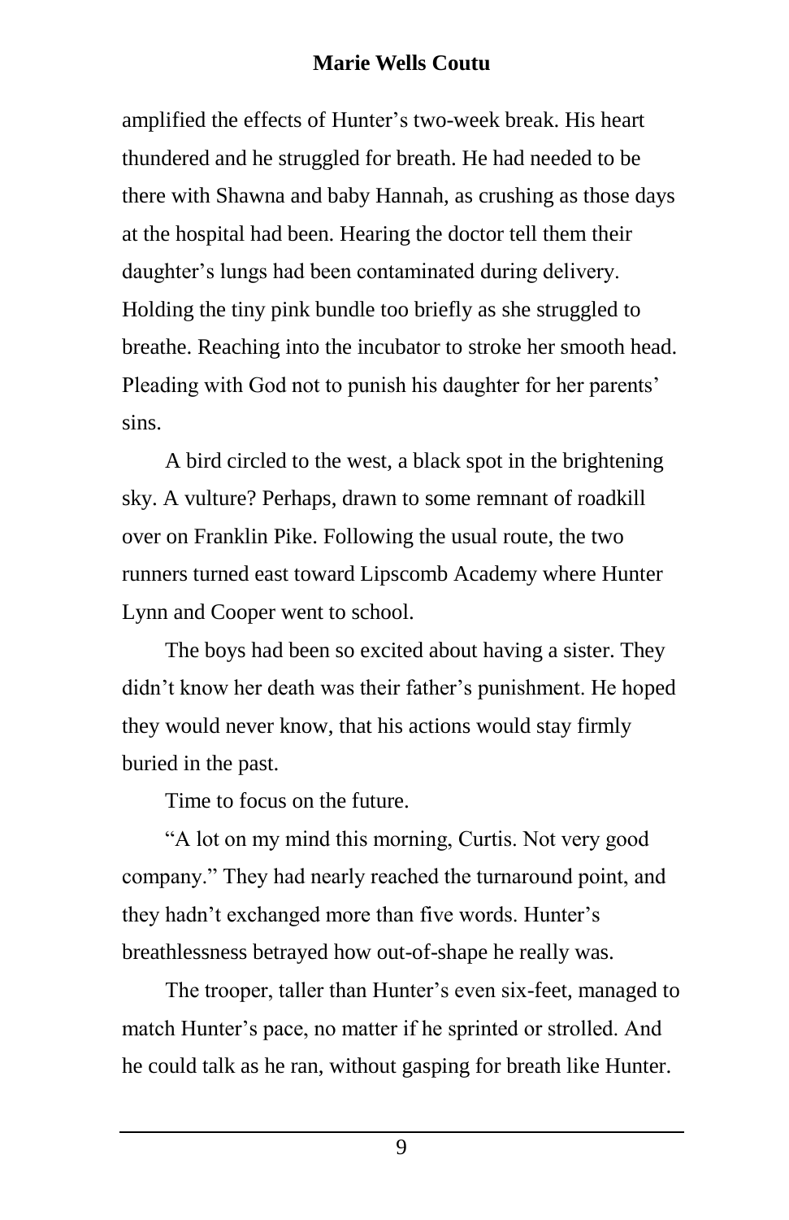amplified the effects of Hunter's two-week break. His heart thundered and he struggled for breath. He had needed to be there with Shawna and baby Hannah, as crushing as those days at the hospital had been. Hearing the doctor tell them their daughter's lungs had been contaminated during delivery. Holding the tiny pink bundle too briefly as she struggled to breathe. Reaching into the incubator to stroke her smooth head. Pleading with God not to punish his daughter for her parents' sins.

A bird circled to the west, a black spot in the brightening sky. A vulture? Perhaps, drawn to some remnant of roadkill over on Franklin Pike. Following the usual route, the two runners turned east toward Lipscomb Academy where Hunter Lynn and Cooper went to school.

The boys had been so excited about having a sister. They didn't know her death was their father's punishment. He hoped they would never know, that his actions would stay firmly buried in the past.

Time to focus on the future.

"A lot on my mind this morning, Curtis. Not very good company." They had nearly reached the turnaround point, and they hadn't exchanged more than five words. Hunter's breathlessness betrayed how out-of-shape he really was.

The trooper, taller than Hunter's even six-feet, managed to match Hunter's pace, no matter if he sprinted or strolled. And he could talk as he ran, without gasping for breath like Hunter.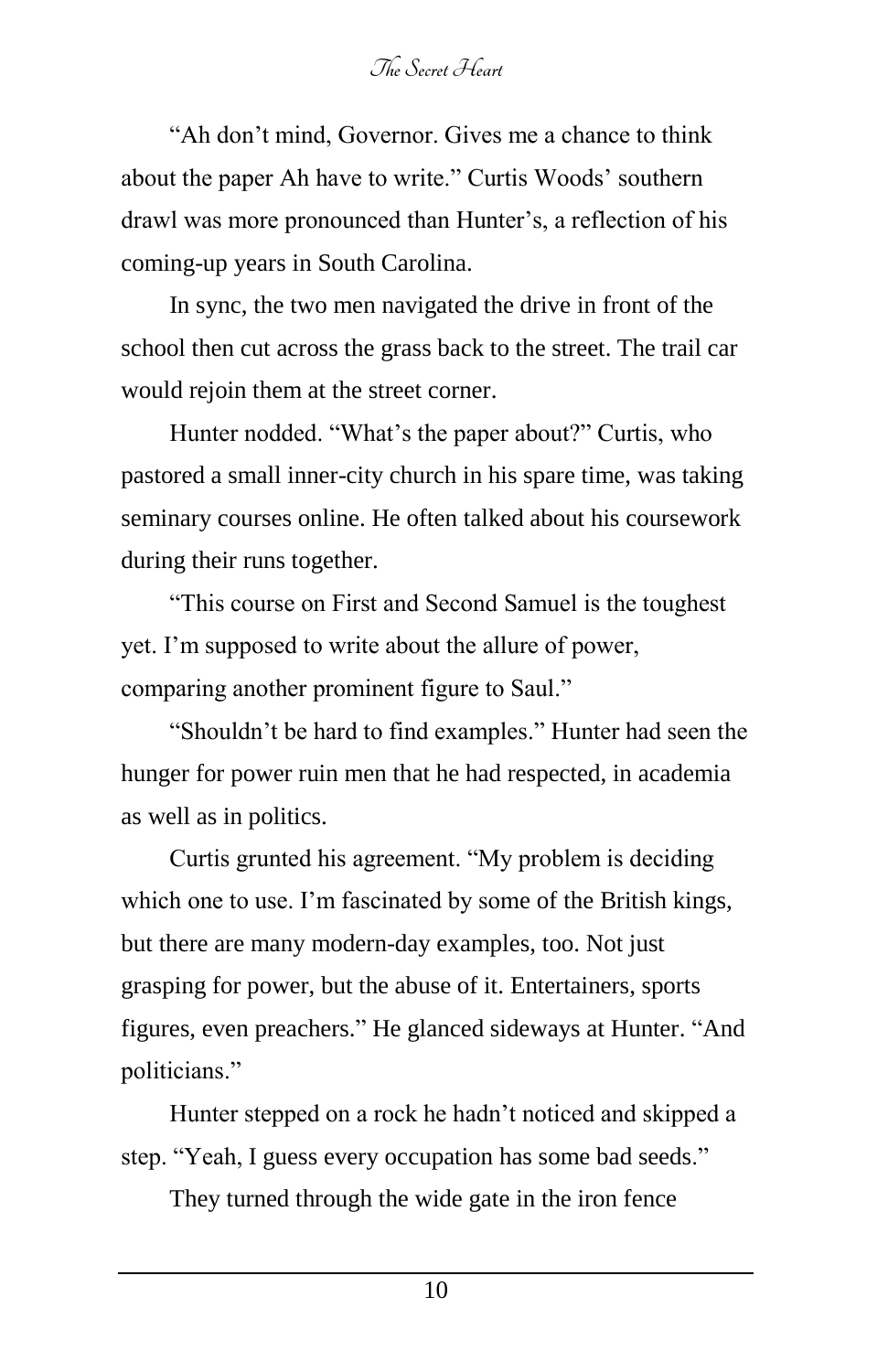"Ah don't mind, Governor. Gives me a chance to think about the paper Ah have to write." Curtis Woods' southern drawl was more pronounced than Hunter's, a reflection of his coming-up years in South Carolina.

In sync, the two men navigated the drive in front of the school then cut across the grass back to the street. The trail car would rejoin them at the street corner.

Hunter nodded. "What's the paper about?" Curtis, who pastored a small inner-city church in his spare time, was taking seminary courses online. He often talked about his coursework during their runs together.

"This course on First and Second Samuel is the toughest yet. I'm supposed to write about the allure of power, comparing another prominent figure to Saul."

"Shouldn't be hard to find examples." Hunter had seen the hunger for power ruin men that he had respected, in academia as well as in politics.

Curtis grunted his agreement. "My problem is deciding which one to use. I'm fascinated by some of the British kings, but there are many modern-day examples, too. Not just grasping for power, but the abuse of it. Entertainers, sports figures, even preachers." He glanced sideways at Hunter. "And politicians."

Hunter stepped on a rock he hadn't noticed and skipped a step. "Yeah, I guess every occupation has some bad seeds."

They turned through the wide gate in the iron fence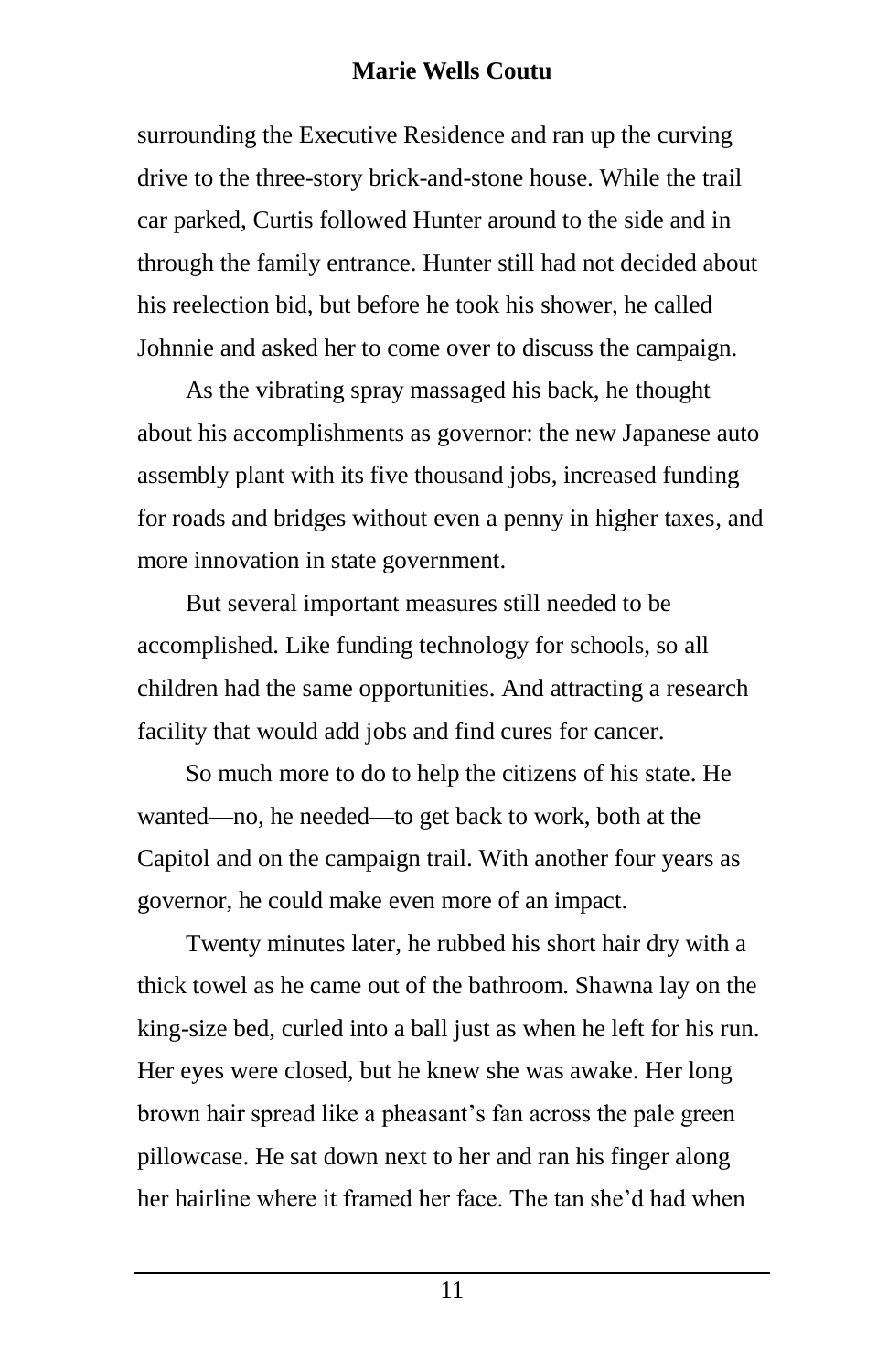surrounding the Executive Residence and ran up the curving drive to the three-story brick-and-stone house. While the trail car parked, Curtis followed Hunter around to the side and in through the family entrance. Hunter still had not decided about his reelection bid, but before he took his shower, he called Johnnie and asked her to come over to discuss the campaign.

As the vibrating spray massaged his back, he thought about his accomplishments as governor: the new Japanese auto assembly plant with its five thousand jobs, increased funding for roads and bridges without even a penny in higher taxes, and more innovation in state government.

But several important measures still needed to be accomplished. Like funding technology for schools, so all children had the same opportunities. And attracting a research facility that would add jobs and find cures for cancer.

So much more to do to help the citizens of his state. He wanted—no, he needed—to get back to work, both at the Capitol and on the campaign trail. With another four years as governor, he could make even more of an impact.

Twenty minutes later, he rubbed his short hair dry with a thick towel as he came out of the bathroom. Shawna lay on the king-size bed, curled into a ball just as when he left for his run. Her eyes were closed, but he knew she was awake. Her long brown hair spread like a pheasant's fan across the pale green pillowcase. He sat down next to her and ran his finger along her hairline where it framed her face. The tan she'd had when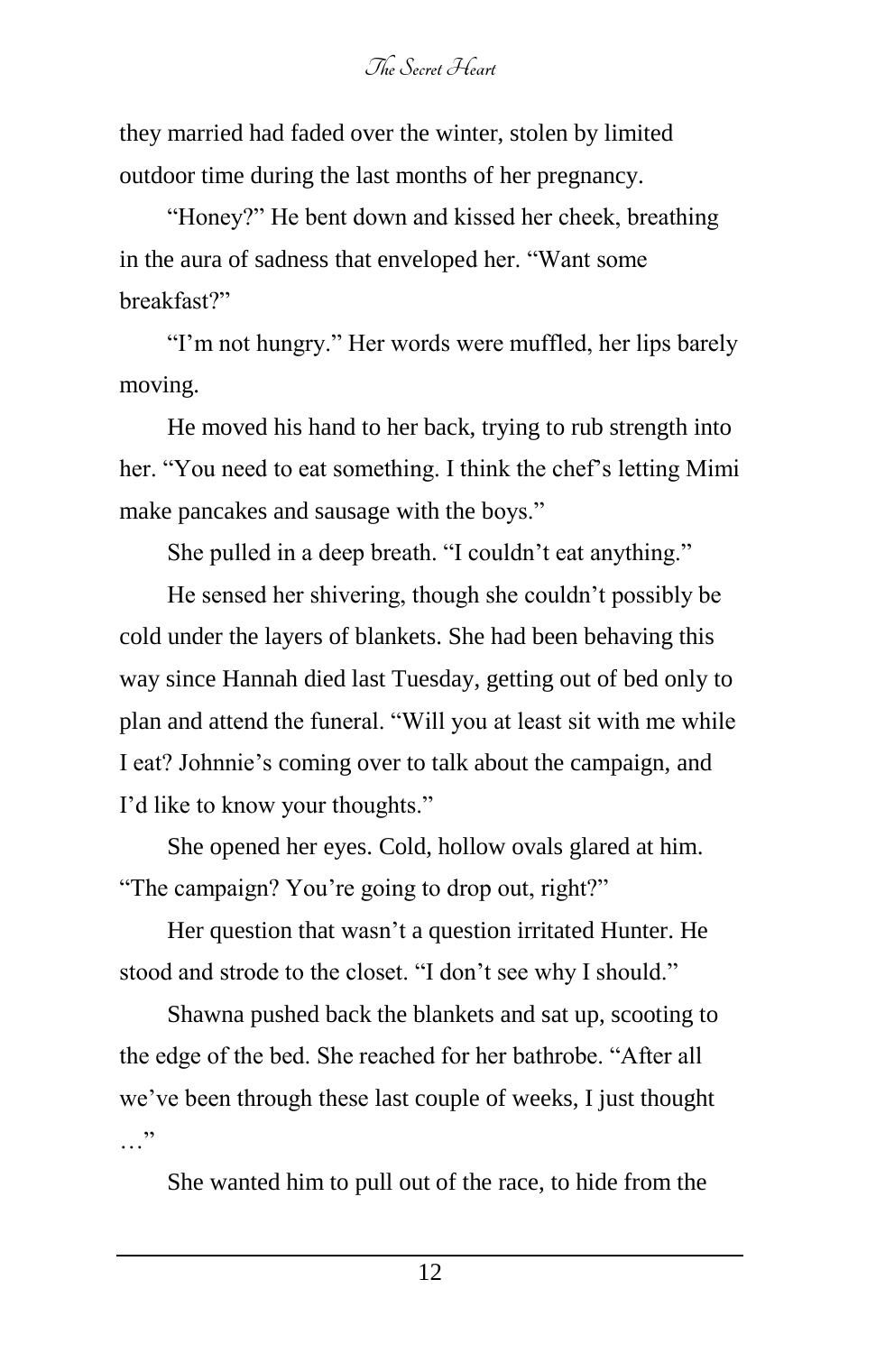they married had faded over the winter, stolen by limited outdoor time during the last months of her pregnancy.

"Honey?" He bent down and kissed her cheek, breathing in the aura of sadness that enveloped her. "Want some breakfast?"

"I'm not hungry." Her words were muffled, her lips barely moving.

He moved his hand to her back, trying to rub strength into her. "You need to eat something. I think the chef's letting Mimi make pancakes and sausage with the boys."

She pulled in a deep breath. "I couldn't eat anything."

He sensed her shivering, though she couldn't possibly be cold under the layers of blankets. She had been behaving this way since Hannah died last Tuesday, getting out of bed only to plan and attend the funeral. "Will you at least sit with me while I eat? Johnnie's coming over to talk about the campaign, and I'd like to know your thoughts."

She opened her eyes. Cold, hollow ovals glared at him. "The campaign? You're going to drop out, right?"

Her question that wasn't a question irritated Hunter. He stood and strode to the closet. "I don't see why I should."

Shawna pushed back the blankets and sat up, scooting to the edge of the bed. She reached for her bathrobe. "After all we've been through these last couple of weeks, I just thought …"

She wanted him to pull out of the race, to hide from the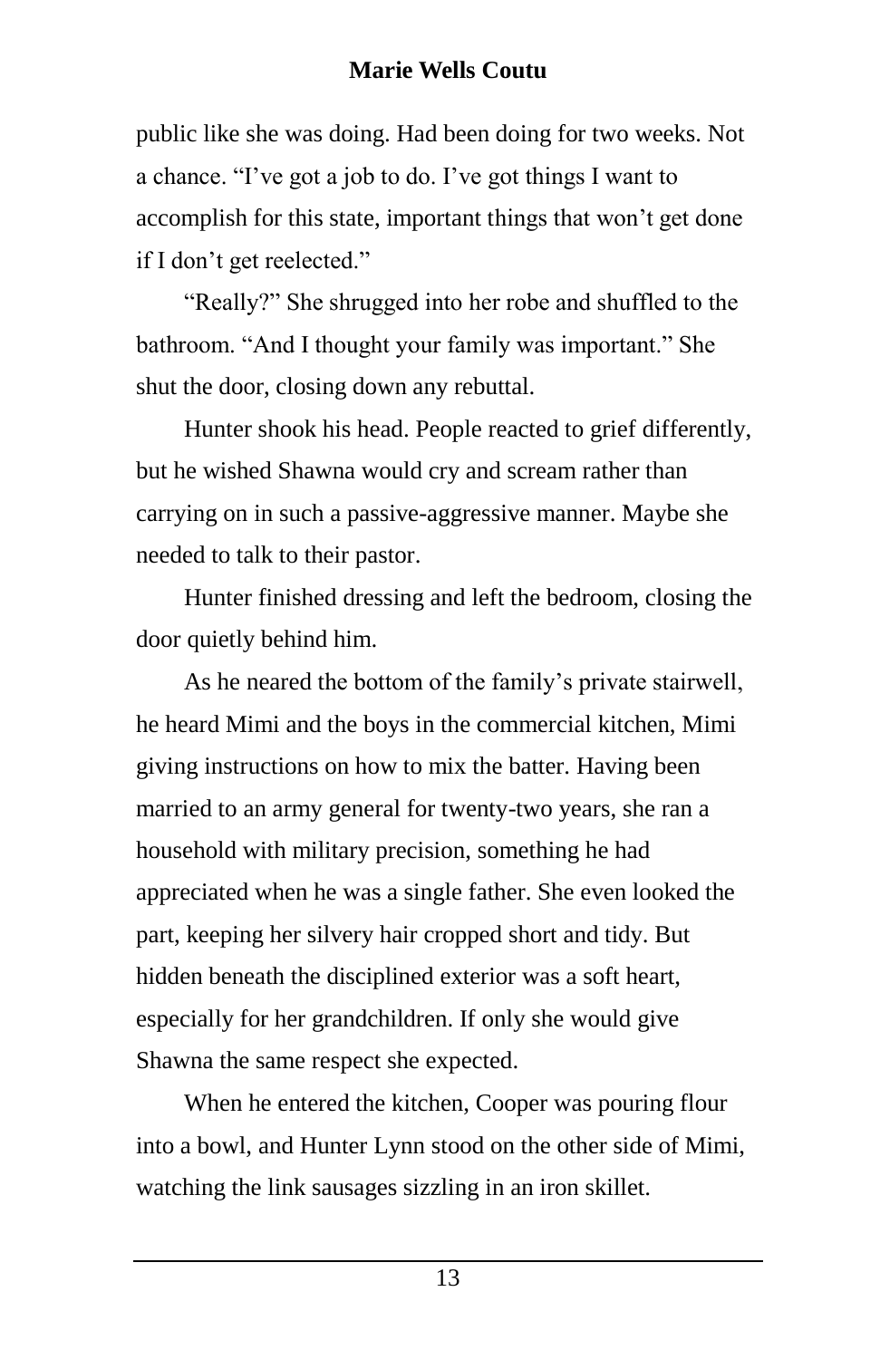public like she was doing. Had been doing for two weeks. Not a chance. “I’ve got a job to do. I’ve got things I want to accomplish for this state, important things that won’t get done if I don’t get reelected.”

“Really?” She shrugged into her robe and shuffled to the bathroom. “And I thought your family was important.” She shut the door, closing down any rebuttal.

Hunter shook his head. People reacted to grief differently, but he wished Shawna would cry and scream rather than carrying on in such a passive-aggressive manner. Maybe she needed to talk to their pastor.

Hunter finished dressing and left the bedroom, closing the door quietly behind him.

As he neared the bottom of the family’s private stairwell, he heard Mimi and the boys in the commercial kitchen, Mimi giving instructions on how to mix the batter. Having been married to an army general for twenty-two years, she ran a household with military precision, something he had appreciated when he was a single father. She even looked the part, keeping her silvery hair cropped short and tidy. But hidden beneath the disciplined exterior was a soft heart, especially for her grandchildren. If only she would give Shawna the same respect she expected.

When he entered the kitchen, Cooper was pouring flour into a bowl, and Hunter Lynn stood on the other side of Mimi, watching the link sausages sizzling in an iron skillet.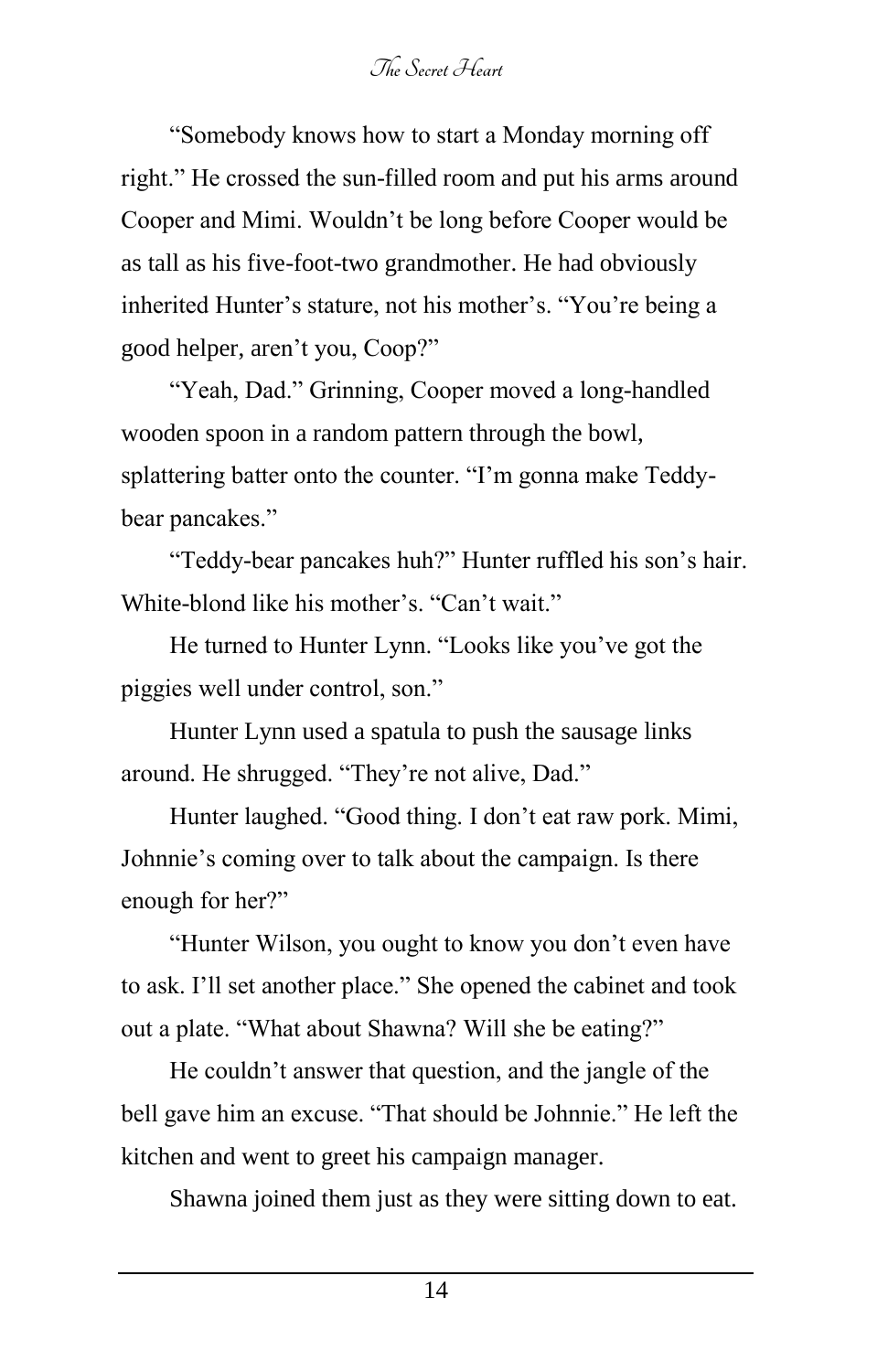"Somebody knows how to start a Monday morning off right." He crossed the sun-filled room and put his arms around Cooper and Mimi. Wouldn't be long before Cooper would be as tall as his five-foot-two grandmother. He had obviously inherited Hunter's stature, not his mother's. "You're being a good helper, aren't you, Coop?"

"Yeah, Dad." Grinning, Cooper moved a long-handled wooden spoon in a random pattern through the bowl, splattering batter onto the counter. "I'm gonna make Teddy-bear pancakes."

"Teddy-bear pancakes huh?" Hunter ruffled his son's hair. White-blond like his mother's. "Can't wait."

He turned to Hunter Lynn. "Looks like you've got the piggies well under control, son."

Hunter Lynn used a spatula to push the sausage links around. He shrugged. "They're not alive, Dad."

Hunter laughed. "Good thing. I don't eat raw pork. Mimi, Johnnie's coming over to talk about the campaign. Is there enough for her?"

"Hunter Wilson, you ought to know you don't even have to ask. I'll set another place." She opened the cabinet and took out a plate. "What about Shawna? Will she be eating?"

He couldn't answer that question, and the jangle of the bell gave him an excuse. "That should be Johnnie." He left the kitchen and went to greet his campaign manager.

Shawna joined them just as they were sitting down to eat.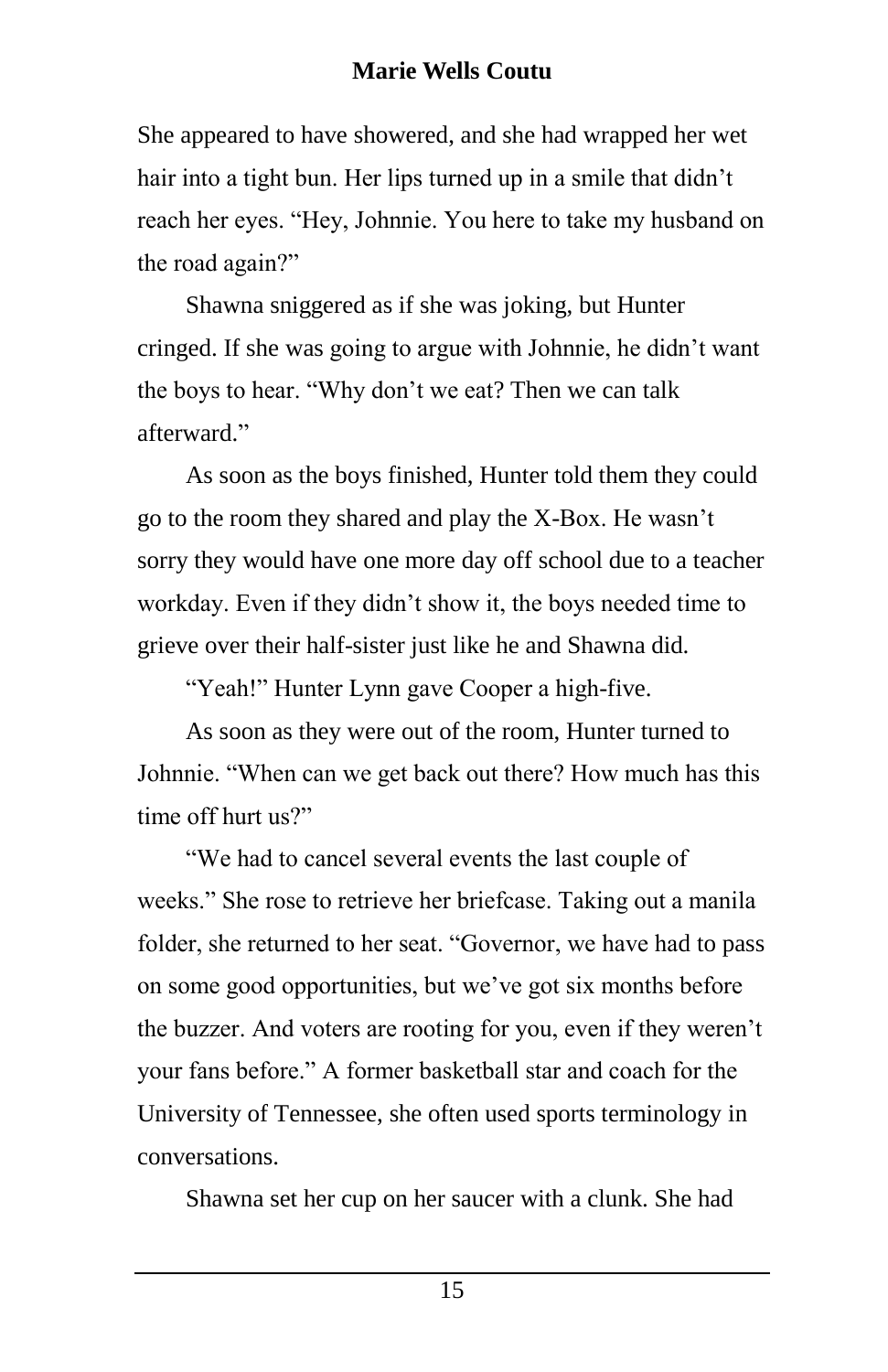She appeared to have showered, and she had wrapped her wet hair into a tight bun. Her lips turned up in a smile that didn't reach her eyes. "Hey, Johnnie. You here to take my husband on the road again?"

Shawna sniggered as if she was joking, but Hunter cringed. If she was going to argue with Johnnie, he didn't want the boys to hear. "Why don't we eat? Then we can talk afterward."

As soon as the boys finished, Hunter told them they could go to the room they shared and play the X-Box. He wasn't sorry they would have one more day off school due to a teacher workday. Even if they didn't show it, the boys needed time to grieve over their half-sister just like he and Shawna did.

"Yeah!" Hunter Lynn gave Cooper a high-five.

As soon as they were out of the room, Hunter turned to Johnnie. "When can we get back out there? How much has this time off hurt us?"

"We had to cancel several events the last couple of weeks." She rose to retrieve her briefcase. Taking out a manila folder, she returned to her seat. "Governor, we have had to pass on some good opportunities, but we've got six months before the buzzer. And voters are rooting for you, even if they weren't your fans before." A former basketball star and coach for the University of Tennessee, she often used sports terminology in conversations.

Shawna set her cup on her saucer with a clunk. She had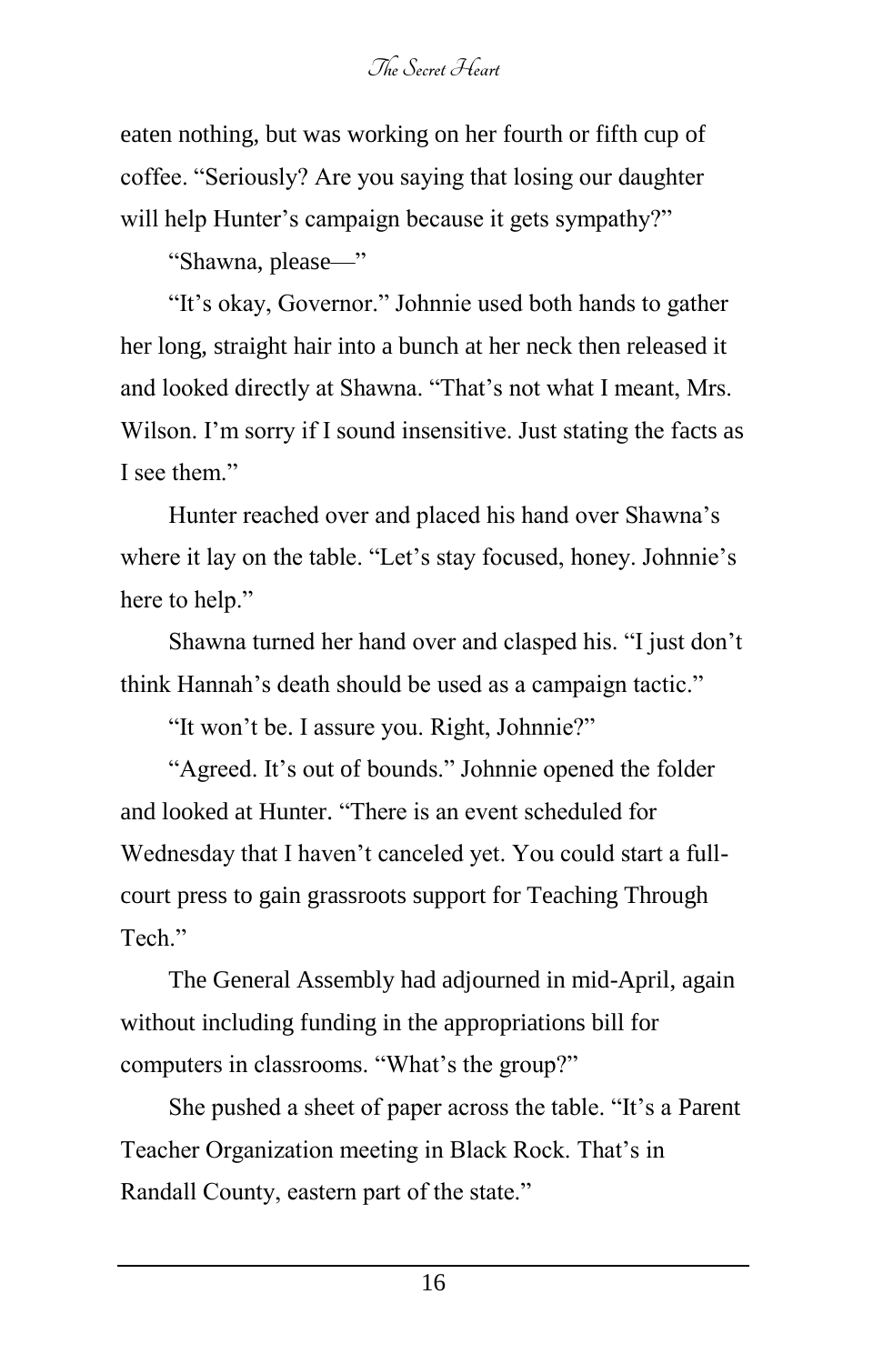eaten nothing, but was working on her fourth or fifth cup of coffee. "Seriously? Are you saying that losing our daughter will help Hunter's campaign because it gets sympathy?"

"Shawna, please—"

"It's okay, Governor." Johnnie used both hands to gather her long, straight hair into a bunch at her neck then released it and looked directly at Shawna. "That's not what I meant, Mrs. Wilson. I'm sorry if I sound insensitive. Just stating the facts as I see them."

Hunter reached over and placed his hand over Shawna's where it lay on the table. "Let's stay focused, honey. Johnnie's here to help."

Shawna turned her hand over and clasped his. "I just don't think Hannah's death should be used as a campaign tactic."

"It won't be. I assure you. Right, Johnnie?"

"Agreed. It's out of bounds." Johnnie opened the folder and looked at Hunter. "There is an event scheduled for Wednesday that I haven't canceled yet. You could start a full-court press to gain grassroots support for Teaching Through Tech."

The General Assembly had adjourned in mid-April, again without including funding in the appropriations bill for computers in classrooms. "What's the group?"

She pushed a sheet of paper across the table. "It's a Parent Teacher Organization meeting in Black Rock. That's in Randall County, eastern part of the state."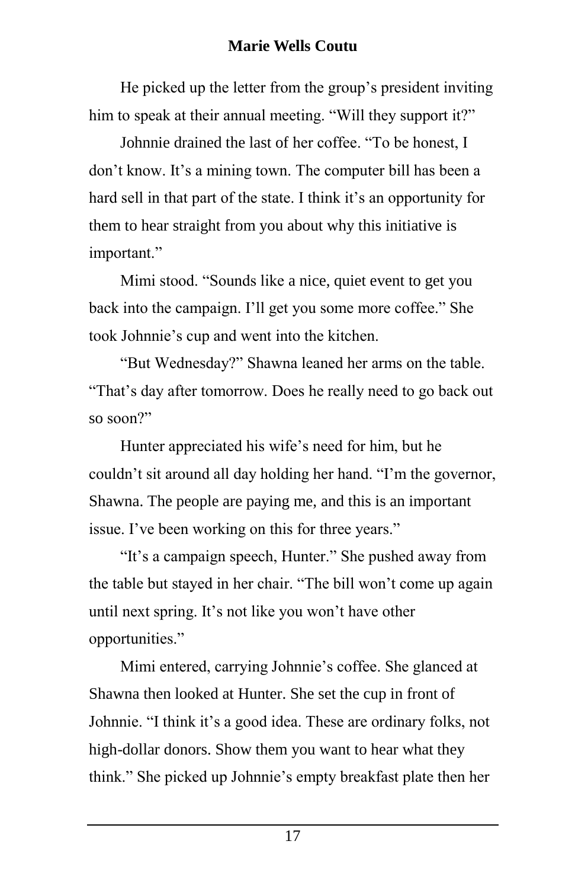He picked up the letter from the group's president inviting him to speak at their annual meeting. "Will they support it?"

Johnnie drained the last of her coffee. "To be honest, I don't know. It's a mining town. The computer bill has been a hard sell in that part of the state. I think it's an opportunity for them to hear straight from you about why this initiative is important."

Mimi stood. "Sounds like a nice, quiet event to get you back into the campaign. I'll get you some more coffee." She took Johnnie's cup and went into the kitchen.

"But Wednesday?" Shawna leaned her arms on the table. "That's day after tomorrow. Does he really need to go back out so soon?"

Hunter appreciated his wife's need for him, but he couldn't sit around all day holding her hand. "I'm the governor, Shawna. The people are paying me, and this is an important issue. I've been working on this for three years."

"It's a campaign speech, Hunter." She pushed away from the table but stayed in her chair. "The bill won't come up again until next spring. It's not like you won't have other opportunities."

Mimi entered, carrying Johnnie's coffee. She glanced at Shawna then looked at Hunter. She set the cup in front of Johnnie. "I think it's a good idea. These are ordinary folks, not high-dollar donors. Show them you want to hear what they think." She picked up Johnnie's empty breakfast plate then her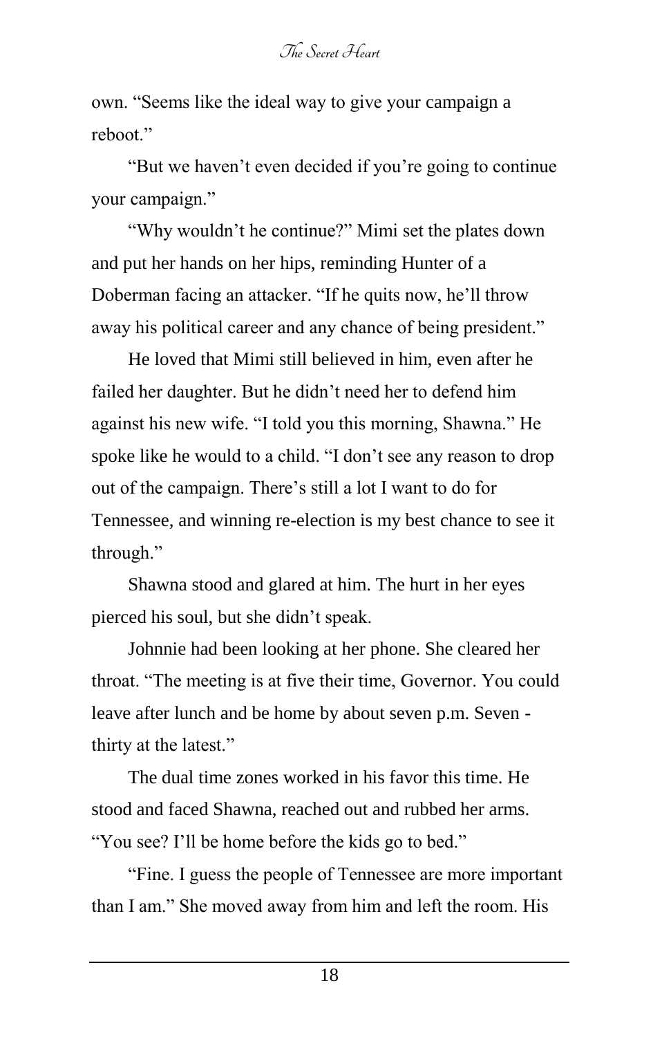own. “Seems like the ideal way to give your campaign a reboot.”

“But we haven’t even decided if you’re going to continue your campaign.”

“Why wouldn’t he continue?” Mimi set the plates down and put her hands on her hips, reminding Hunter of a Doberman facing an attacker. “If he quits now, he’ll throw away his political career and any chance of being president.”

He loved that Mimi still believed in him, even after he failed her daughter. But he didn’t need her to defend him against his new wife. “I told you this morning, Shawna.” He spoke like he would to a child. “I don’t see any reason to drop out of the campaign. There’s still a lot I want to do for Tennessee, and winning re-election is my best chance to see it through.”

Shawna stood and glared at him. The hurt in her eyes pierced his soul, but she didn’t speak.

Johnnie had been looking at her phone. She cleared her throat. “The meeting is at five their time, Governor. You could leave after lunch and be home by about seven p.m. Seven - thirty at the latest.”

The dual time zones worked in his favor this time. He stood and faced Shawna, reached out and rubbed her arms. “You see? I’ll be home before the kids go to bed.”

“Fine. I guess the people of Tennessee are more important than I am.” She moved away from him and left the room. His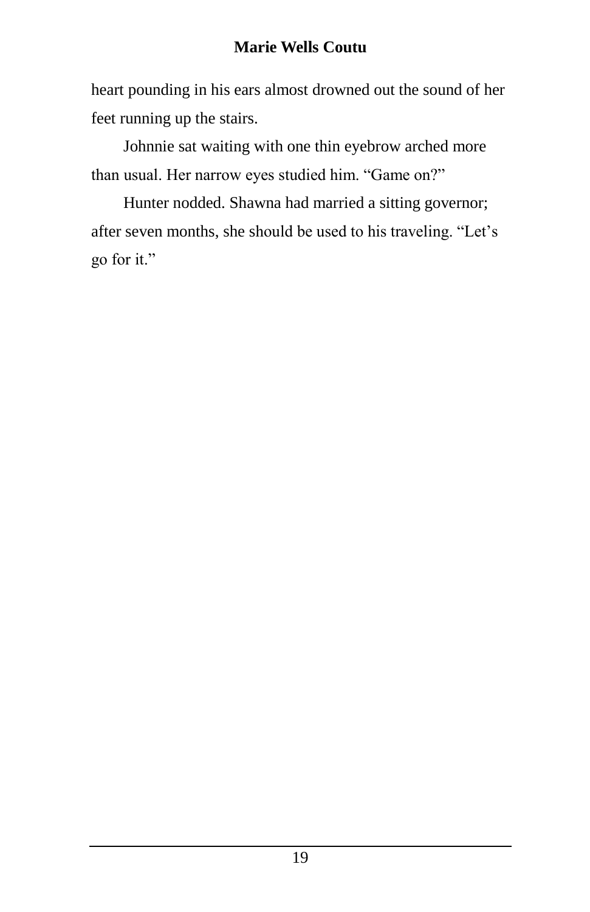heart pounding in his ears almost drowned out the sound of her feet running up the stairs.

Johnnie sat waiting with one thin eyebrow arched more than usual. Her narrow eyes studied him. “Game on?”

Hunter nodded. Shawna had married a sitting governor; after seven months, she should be used to his traveling. “Let’s go for it.”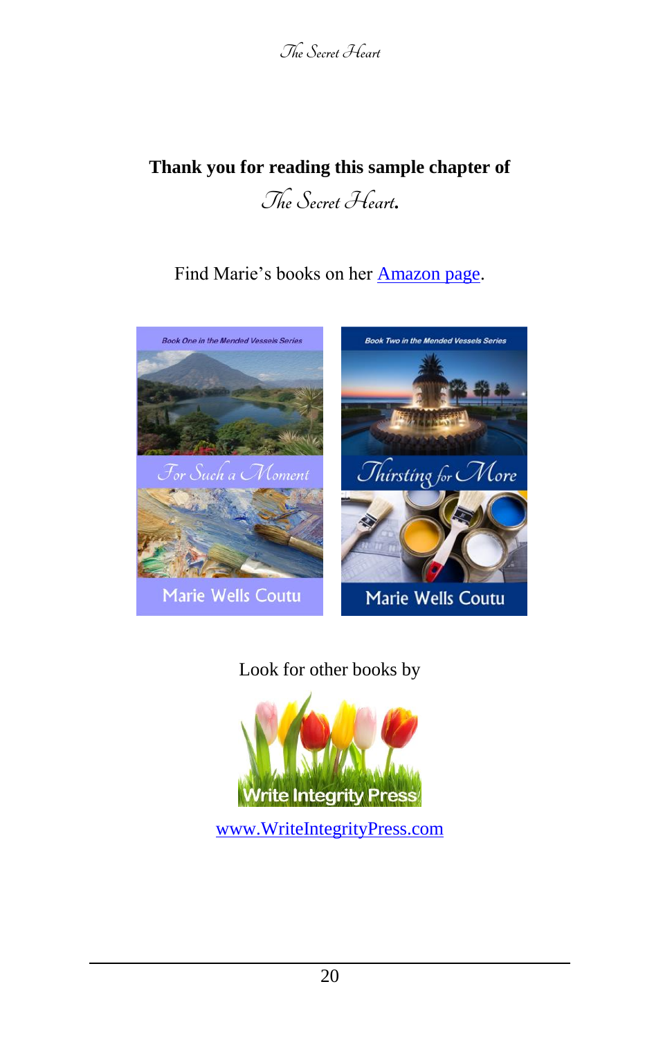**Thank you for reading this sample chapter of**

***The Secret Heart.***

Find Marie's books on her Amazon page.

Look for other books by

www.WriteIntegrityPress.com